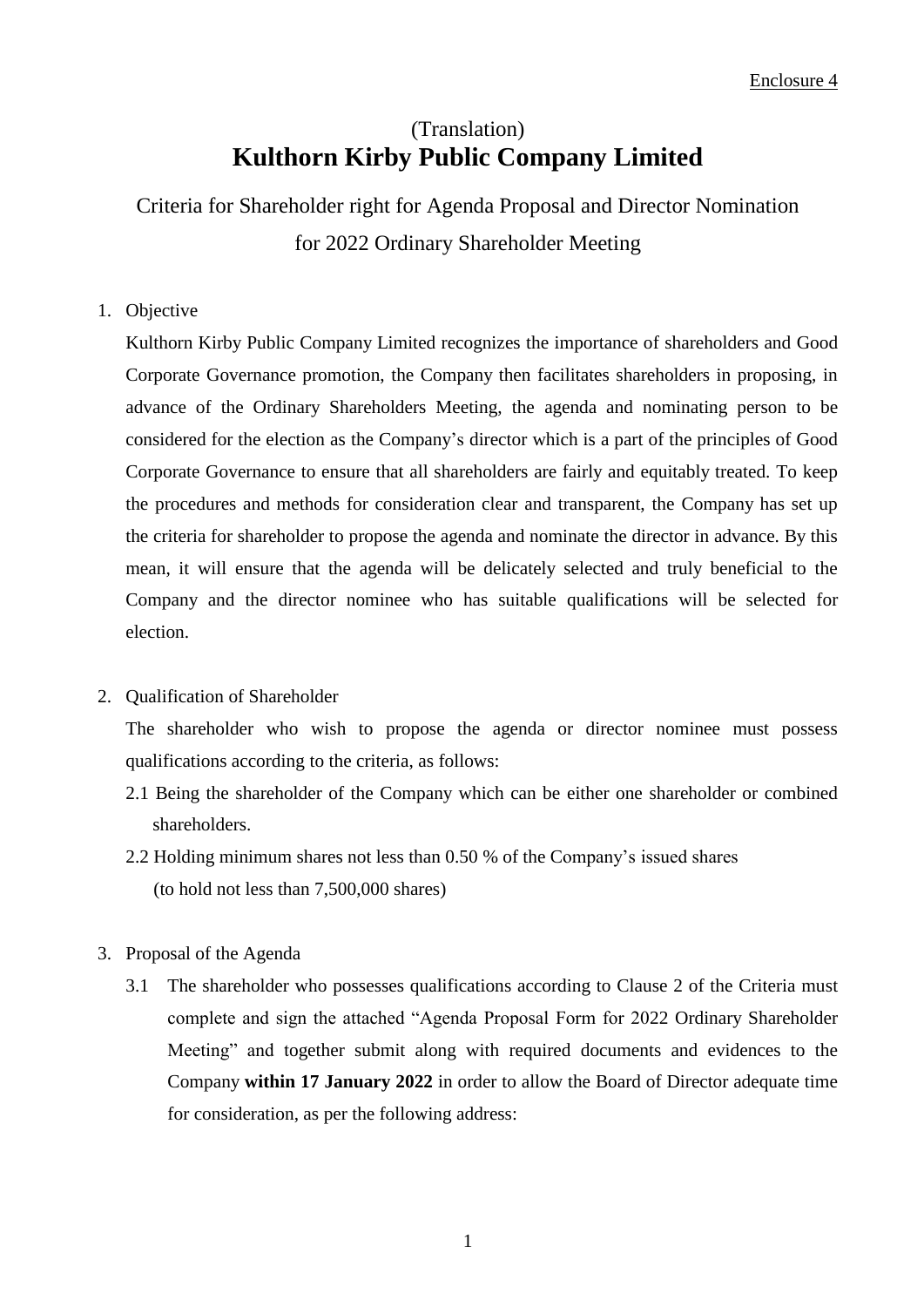Enclosure 4

(Translation)

# Kulthorn Kirby Public Company Limited

## Criteria for Shareholder right for Agenda Proposal and Director Nomination for 2022 Ordinary Shareholder Meeting

1. Objective

   Kulthorn Kirby Public Company Limited recognizes the importance of shareholders and Good Corporate Governance promotion, the Company then facilitates shareholders in proposing, in advance of the Ordinary Shareholders Meeting, the agenda and nominating person to be considered for the election as the Company's director which is a part of the principles of Good Corporate Governance to ensure that all shareholders are fairly and equitably treated. To keep the procedures and methods for consideration clear and transparent, the Company has set up the criteria for shareholder to propose the agenda and nominate the director in advance. By this mean, it will ensure that the agenda will be delicately selected and truly beneficial to the Company and the director nominee who has suitable qualifications will be selected for election.

2. Qualification of Shareholder

   The shareholder who wish to propose the agenda or director nominee must possess qualifications according to the criteria, as follows:

   2.1 Being the shareholder of the Company which can be either one shareholder or combined shareholders.

   2.2 Holding minimum shares not less than 0.50 % of the Company's issued shares (to hold not less than 7,500,000 shares)

3. Proposal of the Agenda

   3.1 The shareholder who possesses qualifications according to Clause 2 of the Criteria must complete and sign the attached "Agenda Proposal Form for 2022 Ordinary Shareholder Meeting" and together submit along with required documents and evidences to the Company **within 17 January 2022** in order to allow the Board of Director adequate time for consideration, as per the following address: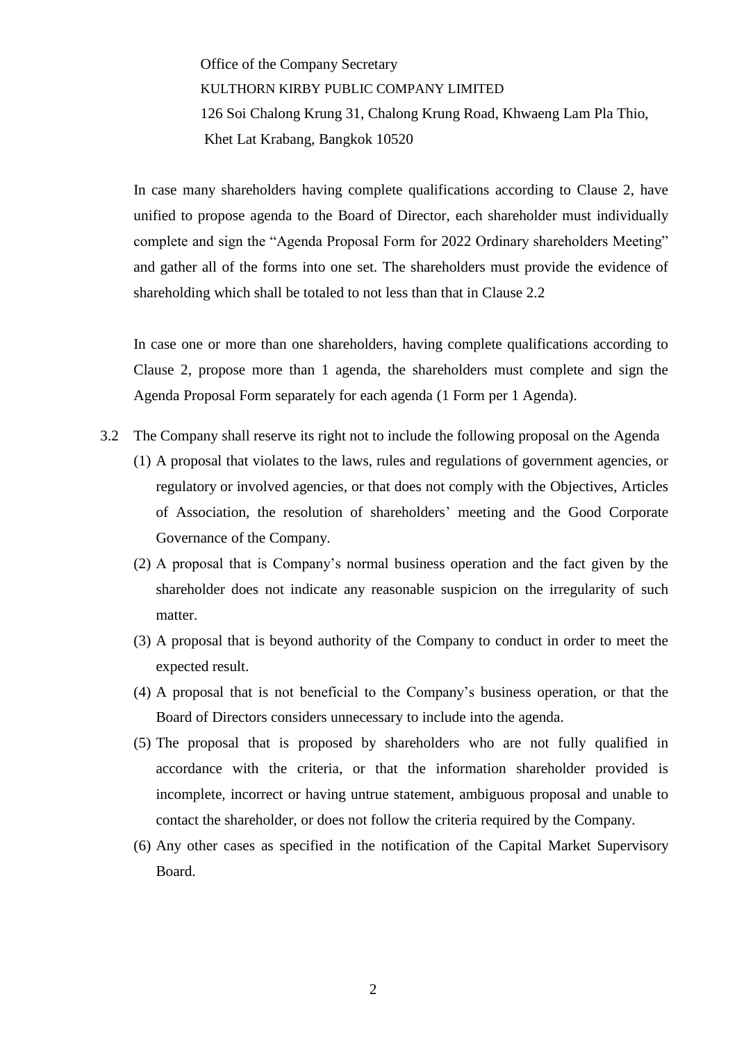Office of the Company Secretary
KULTHORN KIRBY PUBLIC COMPANY LIMITED
126 Soi Chalong Krung 31, Chalong Krung Road, Khwaeng Lam Pla Thio,
Khet Lat Krabang, Bangkok 10520

In case many shareholders having complete qualifications according to Clause 2, have unified to propose agenda to the Board of Director, each shareholder must individually complete and sign the "Agenda Proposal Form for 2022 Ordinary shareholders Meeting" and gather all of the forms into one set. The shareholders must provide the evidence of shareholding which shall be totaled to not less than that in Clause 2.2

In case one or more than one shareholders, having complete qualifications according to Clause 2, propose more than 1 agenda, the shareholders must complete and sign the Agenda Proposal Form separately for each agenda (1 Form per 1 Agenda).

3.2 The Company shall reserve its right not to include the following proposal on the Agenda

(1) A proposal that violates to the laws, rules and regulations of government agencies, or regulatory or involved agencies, or that does not comply with the Objectives, Articles of Association, the resolution of shareholders' meeting and the Good Corporate Governance of the Company.

(2) A proposal that is Company's normal business operation and the fact given by the shareholder does not indicate any reasonable suspicion on the irregularity of such matter.

(3) A proposal that is beyond authority of the Company to conduct in order to meet the expected result.

(4) A proposal that is not beneficial to the Company's business operation, or that the Board of Directors considers unnecessary to include into the agenda.

(5) The proposal that is proposed by shareholders who are not fully qualified in accordance with the criteria, or that the information shareholder provided is incomplete, incorrect or having untrue statement, ambiguous proposal and unable to contact the shareholder, or does not follow the criteria required by the Company.

(6) Any other cases as specified in the notification of the Capital Market Supervisory Board.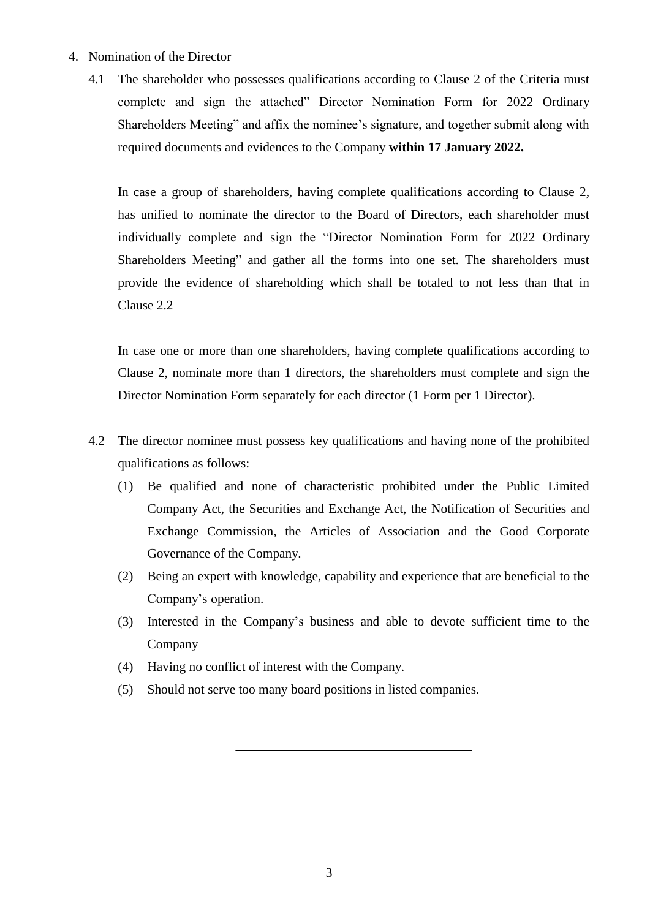4. Nomination of the Director

   4.1 The shareholder who possesses qualifications according to Clause 2 of the Criteria must complete and sign the attached" Director Nomination Form for 2022 Ordinary Shareholders Meeting" and affix the nominee's signature, and together submit along with required documents and evidences to the Company **within 17 January 2022.**

   In case a group of shareholders, having complete qualifications according to Clause 2, has unified to nominate the director to the Board of Directors, each shareholder must individually complete and sign the "Director Nomination Form for 2022 Ordinary Shareholders Meeting" and gather all the forms into one set. The shareholders must provide the evidence of shareholding which shall be totaled to not less than that in Clause 2.2

   In case one or more than one shareholders, having complete qualifications according to Clause 2, nominate more than 1 directors, the shareholders must complete and sign the Director Nomination Form separately for each director (1 Form per 1 Director).

   4.2 The director nominee must possess key qualifications and having none of the prohibited qualifications as follows:

   (1) Be qualified and none of characteristic prohibited under the Public Limited Company Act, the Securities and Exchange Act, the Notification of Securities and Exchange Commission, the Articles of Association and the Good Corporate Governance of the Company.

   (2) Being an expert with knowledge, capability and experience that are beneficial to the Company's operation.

   (3) Interested in the Company's business and able to devote sufficient time to the Company

   (4) Having no conflict of interest with the Company.

   (5) Should not serve too many board positions in listed companies.